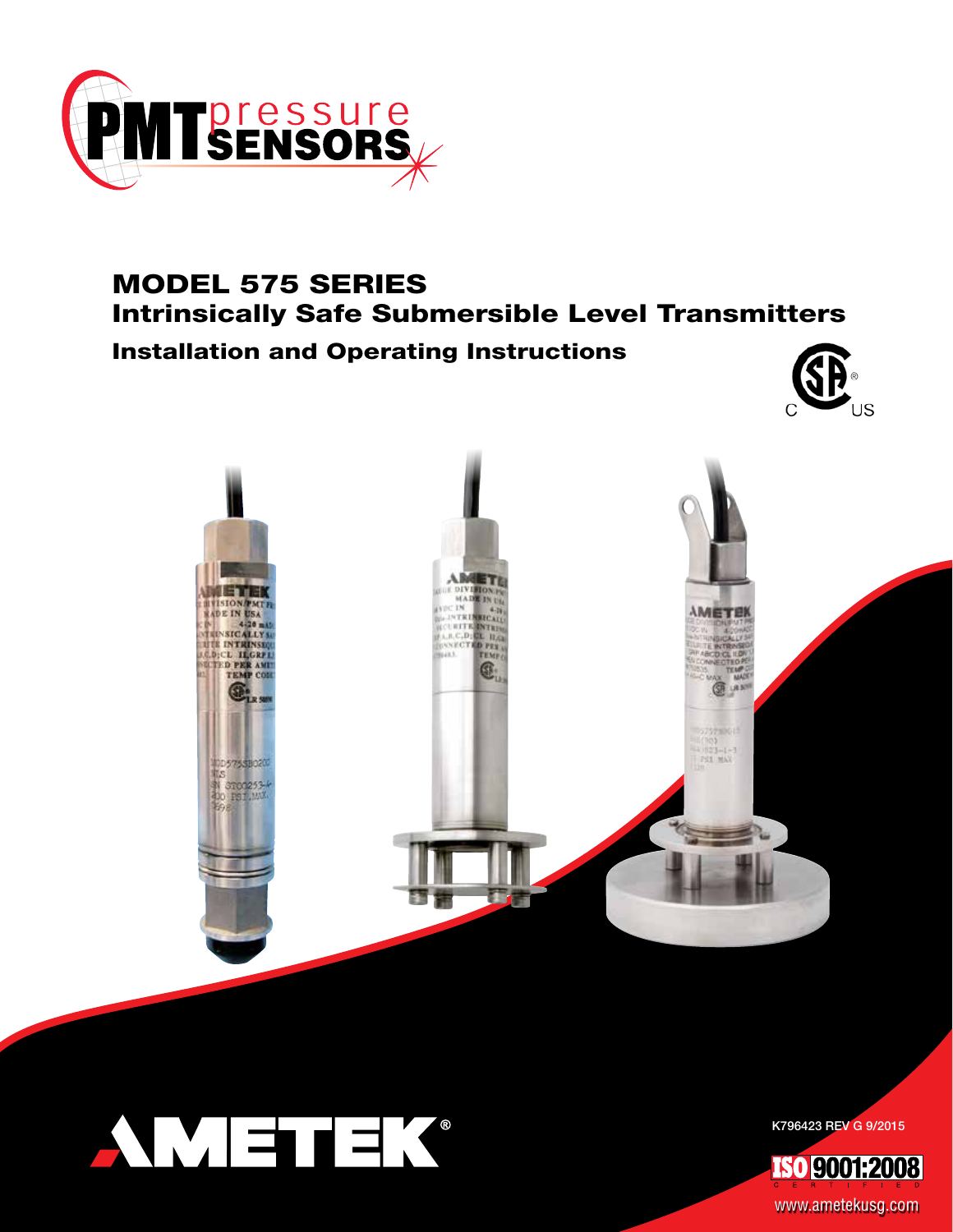PMT pressure SENSORS

# MODEL 575 SERIES

## Intrinsically Safe Submersible Level Transmitters

### Installation and Operating Instructions

AMETEK®

K796423 REV G 9/2015

ISO 9001:2008 CERTIFIED

www.ametekusg.com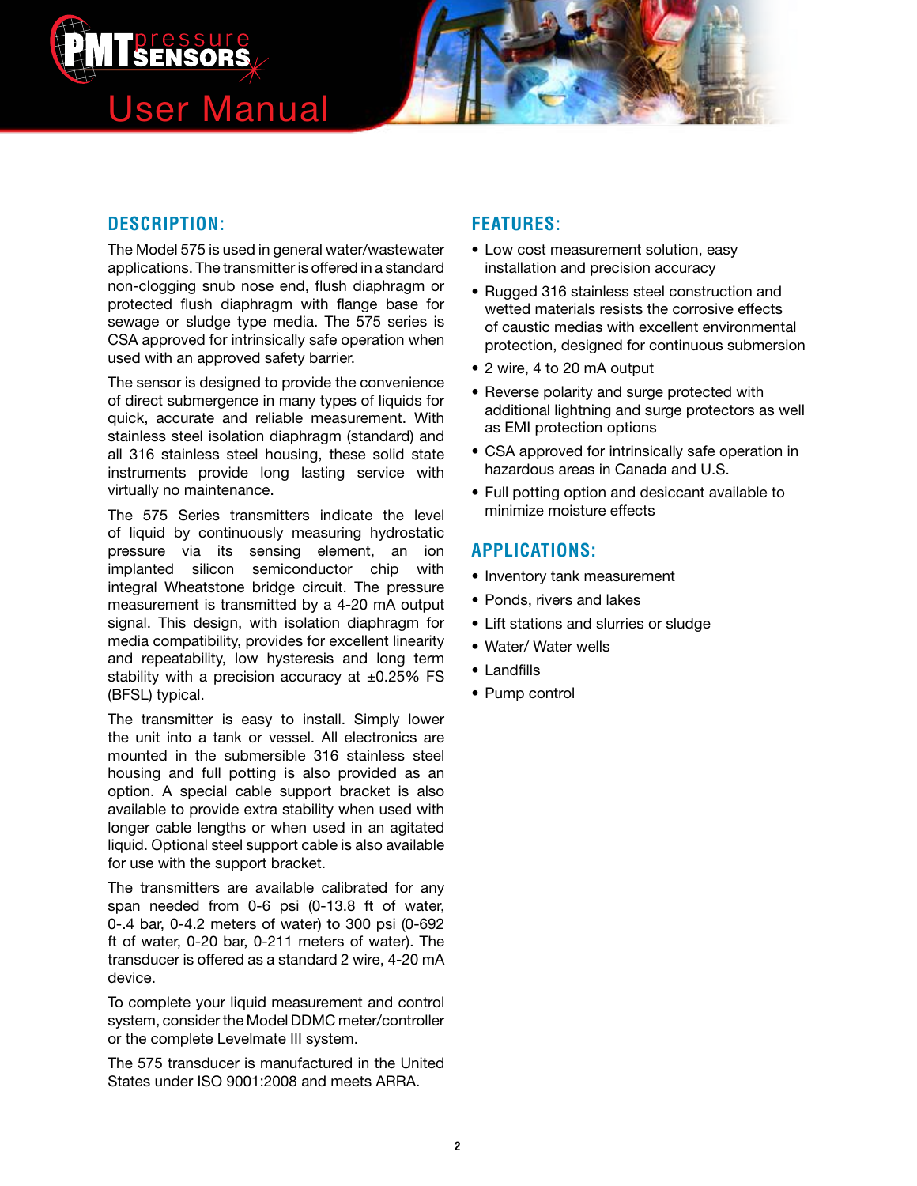# User Manual

## DESCRIPTION:

The Model 575 is used in general water/wastewater applications. The transmitter is offered in a standard non-clogging snub nose end, flush diaphragm or protected flush diaphragm with flange base for sewage or sludge type media. The 575 series is CSA approved for intrinsically safe operation when used with an approved safety barrier.

The sensor is designed to provide the convenience of direct submergence in many types of liquids for quick, accurate and reliable measurement. With stainless steel isolation diaphragm (standard) and all 316 stainless steel housing, these solid state instruments provide long lasting service with virtually no maintenance.

The 575 Series transmitters indicate the level of liquid by continuously measuring hydrostatic pressure via its sensing element, an ion implanted silicon semiconductor chip with integral Wheatstone bridge circuit. The pressure measurement is transmitted by a 4-20 mA output signal. This design, with isolation diaphragm for media compatibility, provides for excellent linearity and repeatability, low hysteresis and long term stability with a precision accuracy at ±0.25% FS (BFSL) typical.

The transmitter is easy to install. Simply lower the unit into a tank or vessel. All electronics are mounted in the submersible 316 stainless steel housing and full potting is also provided as an option. A special cable support bracket is also available to provide extra stability when used with longer cable lengths or when used in an agitated liquid. Optional steel support cable is also available for use with the support bracket.

The transmitters are available calibrated for any span needed from 0-6 psi (0-13.8 ft of water, 0-.4 bar, 0-4.2 meters of water) to 300 psi (0-692 ft of water, 0-20 bar, 0-211 meters of water). The transducer is offered as a standard 2 wire, 4-20 mA device.

To complete your liquid measurement and control system, consider the Model DDMC meter/controller or the complete Levelmate III system.

The 575 transducer is manufactured in the United States under ISO 9001:2008 and meets ARRA.

## FEATURES:

- Low cost measurement solution, easy installation and precision accuracy
- Rugged 316 stainless steel construction and wetted materials resists the corrosive effects of caustic medias with excellent environmental protection, designed for continuous submersion
- 2 wire, 4 to 20 mA output
- Reverse polarity and surge protected with additional lightning and surge protectors as well as EMI protection options
- CSA approved for intrinsically safe operation in hazardous areas in Canada and U.S.
- Full potting option and desiccant available to minimize moisture effects

## APPLICATIONS:

- Inventory tank measurement
- Ponds, rivers and lakes
- Lift stations and slurries or sludge
- Water/ Water wells
- Landfills
- Pump control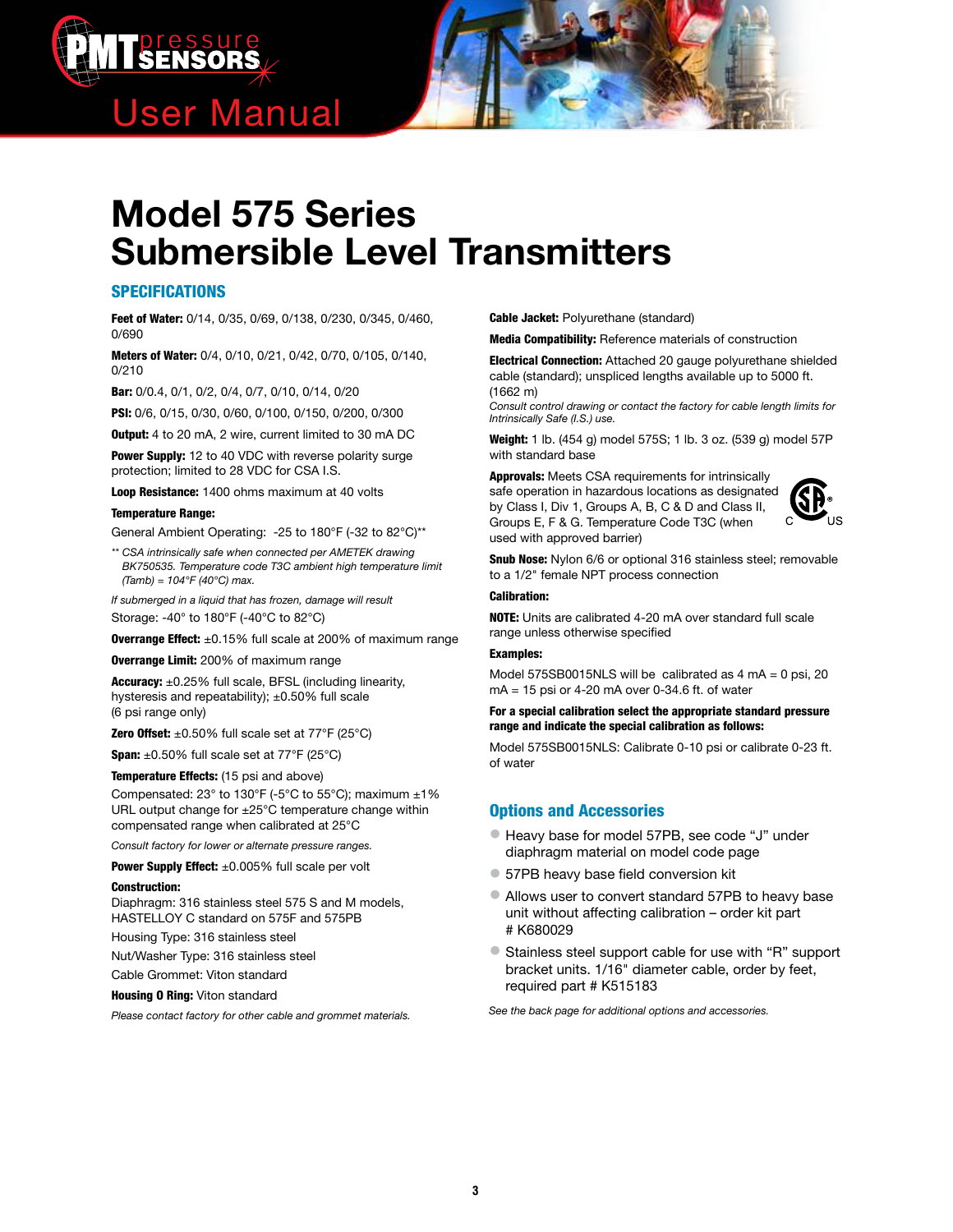PMT pressure SENSORS

User Manual

# Model 575 Series Submersible Level Transmitters

## SPECIFICATIONS

**Feet of Water:** 0/14, 0/35, 0/69, 0/138, 0/230, 0/345, 0/460, 0/690

**Meters of Water:** 0/4, 0/10, 0/21, 0/42, 0/70, 0/105, 0/140, 0/210

**Bar:** 0/0.4, 0/1, 0/2, 0/4, 0/7, 0/10, 0/14, 0/20

**PSI:** 0/6, 0/15, 0/30, 0/60, 0/100, 0/150, 0/200, 0/300

**Output:** 4 to 20 mA, 2 wire, current limited to 30 mA DC

**Power Supply:** 12 to 40 VDC with reverse polarity surge protection; limited to 28 VDC for CSA I.S.

**Loop Resistance:** 1400 ohms maximum at 40 volts

**Temperature Range:**

General Ambient Operating: -25 to 180°F (-32 to 82°C)**

*** CSA intrinsically safe when connected per AMETEK drawing BK750535. Temperature code T3C ambient high temperature limit (Tamb) = 104°F (40°C) max.*

*If submerged in a liquid that has frozen, damage will result*

Storage: -40° to 180°F (-40°C to 82°C)

**Overrange Effect:** ±0.15% full scale at 200% of maximum range

**Overrange Limit:** 200% of maximum range

**Accuracy:** ±0.25% full scale, BFSL (including linearity, hysteresis and repeatability); ±0.50% full scale (6 psi range only)

**Zero Offset:** ±0.50% full scale set at 77°F (25°C)

**Span:** ±0.50% full scale set at 77°F (25°C)

**Temperature Effects:** (15 psi and above)

Compensated: 23° to 130°F (-5°C to 55°C); maximum ±1% URL output change for ±25°C temperature change within compensated range when calibrated at 25°C

*Consult factory for lower or alternate pressure ranges.*

**Power Supply Effect:** ±0.005% full scale per volt

**Construction:**

Diaphragm: 316 stainless steel 575 S and M models, HASTELLOY C standard on 575F and 575PB

Housing Type: 316 stainless steel

Nut/Washer Type: 316 stainless steel

Cable Grommet: Viton standard

**Housing O Ring:** Viton standard

*Please contact factory for other cable and grommet materials.*

**Cable Jacket:** Polyurethane (standard)

**Media Compatibility:** Reference materials of construction

**Electrical Connection:** Attached 20 gauge polyurethane shielded cable (standard); unspliced lengths available up to 5000 ft. (1662 m)

*Consult control drawing or contact the factory for cable length limits for Intrinsically Safe (I.S.) use.*

**Weight:** 1 lb. (454 g) model 575S; 1 lb. 3 oz. (539 g) model 57P with standard base

**Approvals:** Meets CSA requirements for intrinsically safe operation in hazardous locations as designated by Class I, Div 1, Groups A, B, C & D and Class II, Groups E, F & G. Temperature Code T3C (when used with approved barrier)

**Snub Nose:** Nylon 6/6 or optional 316 stainless steel; removable to a 1/2" female NPT process connection

**Calibration:**

**NOTE:** Units are calibrated 4-20 mA over standard full scale range unless otherwise specified

**Examples:**

Model 575SB0015NLS will be calibrated as 4 mA = 0 psi, 20 mA = 15 psi or 4-20 mA over 0-34.6 ft. of water

**For a special calibration select the appropriate standard pressure range and indicate the special calibration as follows:**

Model 575SB0015NLS: Calibrate 0-10 psi or calibrate 0-23 ft. of water

## Options and Accessories

- Heavy base for model 57PB, see code "J" under diaphragm material on model code page
- 57PB heavy base field conversion kit
- Allows user to convert standard 57PB to heavy base unit without affecting calibration – order kit part # K680029
- Stainless steel support cable for use with "R" support bracket units. 1/16" diameter cable, order by feet, required part # K515183

*See the back page for additional options and accessories.*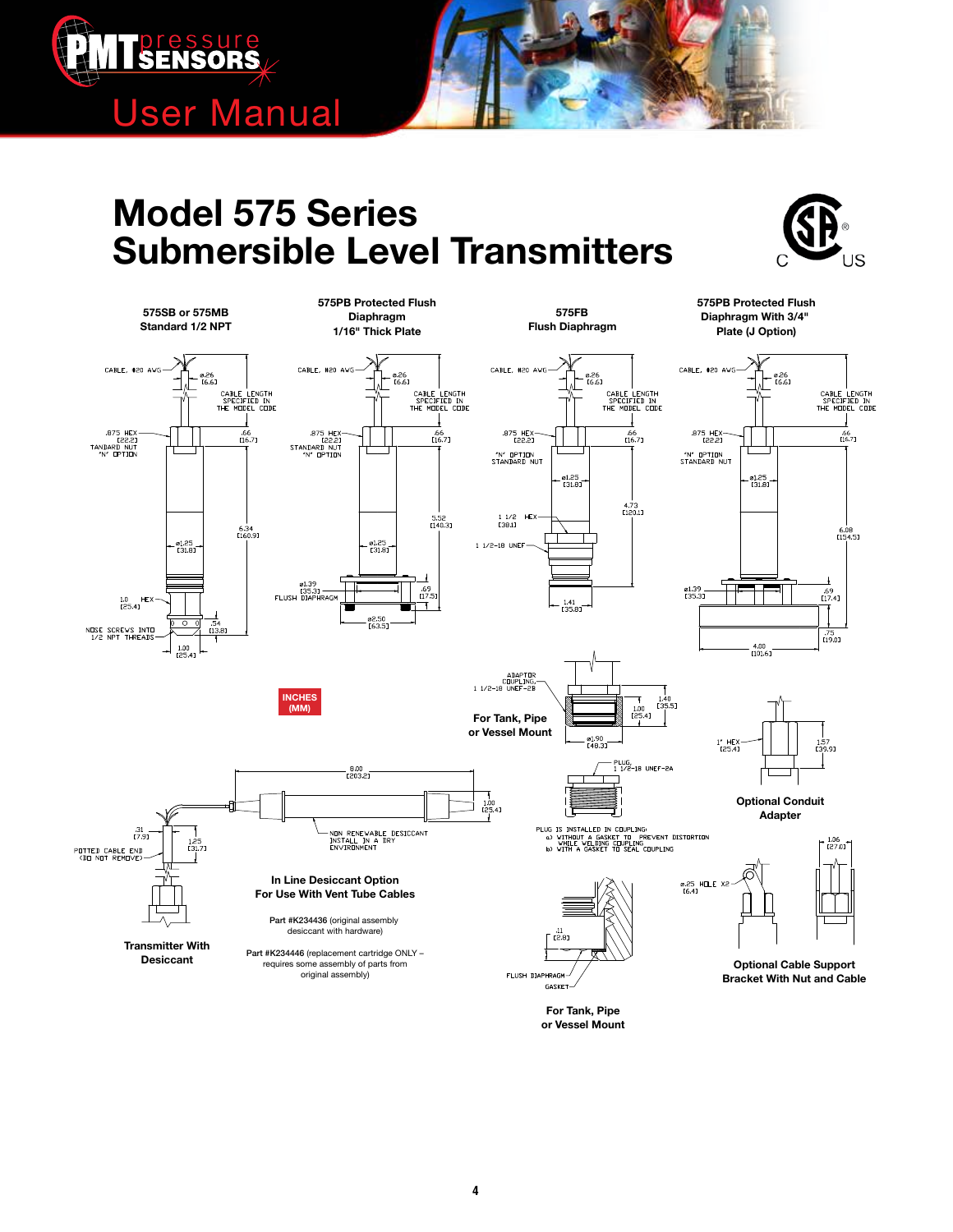# Model 575 Series Submersible Level Transmitters

## 575SB or 575MB Standard 1/2 NPT

CABLE, #20 AWG
ø.26 [6.6]
CABLE LENGTH SPECIFIED IN THE MODEL CODE
.875 HEX [22.2] TANDARD NUT "N" OPTION
.66 [16.7]
6.34 [160.9]
ø1.25 [31.8]
1.0 HEX [25.4]
.54 [13.8]
NOSE SCREWS INTO 1/2 NPT THREADS
1.00 [25.4]

## 575PB Protected Flush Diaphragm 1/16" Thick Plate

CABLE, #20 AWG
ø.26 [6.6]
CABLE LENGTH SPECIFIED IN THE MODEL CODE
.875 HEX [22.2] STANDARD NUT "N" OPTION
.66 [16.7]
5.52 [140.3]
ø1.25 [31.8]
ø1.39 [35.3] FLUSH DIAPHRAGM
.69 [17.5]
ø2.50 [63.5]

## 575FB Flush Diaphragm

CABLE, #20 AWG
ø.26 [6.6]
CABLE LENGTH SPECIFIED IN THE MODEL CODE
.875 HEX [22.2]
"N" OPTION STANDARD NUT
.66 [16.7]
ø1.25 [31.8]
4.73 [120.1]
1 1/2 HEX [38.1]
1 1/2-18 UNEF
1.41 [35.8]

## 575PB Protected Flush Diaphragm With 3/4" Plate (J Option)

CABLE, #20 AWG
ø.26 [6.6]
CABLE LENGTH SPECIFIED IN THE MODEL CODE
.875 HEX [22.2]
"N" OPTION STANDARD NUT
.66 [16.7]
ø1.25 [31.8]
6.08 [154.5]
ø1.39 [35.3]
.69 [17.4]
.75 [19.0]
4.00 [101.6]

**INCHES (MM)**

## For Tank, Pipe or Vessel Mount

ADAPTOR COUPLING, 1 1/2-18 UNEF-2B
1.40 [35.5]
1.00 [25.4]
ø1.90 [48.3]
PLUG, 1 1/2-18 UNEF-2A
PLUG IS INSTALLED IN COUPLING:
a) WITHOUT A GASKET TO PREVENT DISTORTION WHILE WELDING COUPLING
b) WITH A GASKET TO SEAL COUPLING

## Optional Conduit Adapter

1" HEX [25.4]
1.57 [39.9]

## In Line Desiccant Option For Use With Vent Tube Cables

8.00 [203.2]
1.00 [25.4]
NON RENEWABLE DESICCANT INSTALL IN A DRY ENVIRONMENT

Part #K234436 (original assembly desiccant with hardware)

Part #K234446 (replacement cartridge ONLY – requires some assembly of parts from original assembly)

## Transmitter With Desiccant

.31 [7.9]
1.25 [31.7]
POTTED CABLE END (DO NOT REMOVE)

## For Tank, Pipe or Vessel Mount

.11 [2.8]
FLUSH DIAPHRAGM
GASKET

## Optional Cable Support Bracket With Nut and Cable

ø.25 HOLE X2 [6.4]
1.06 [27.0]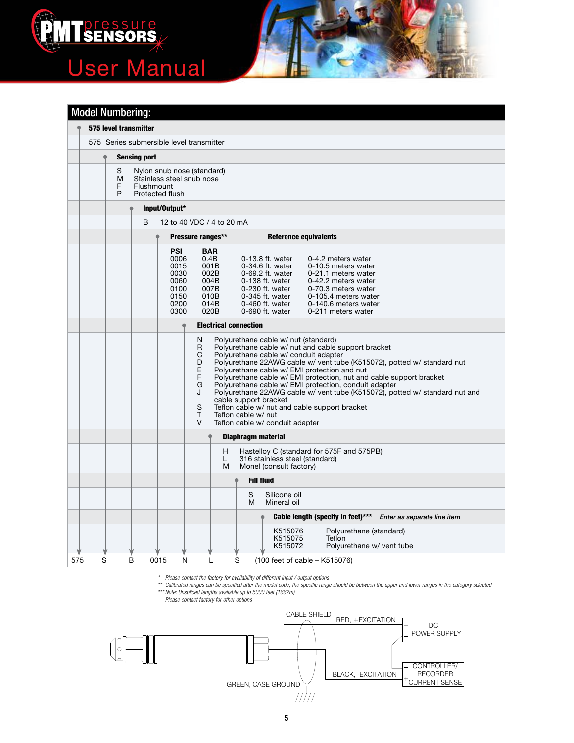# User Manual

## Model Numbering:

**575 level transmitter**

575 Series submersible level transmitter

**Sensing port**

- S Nylon snub nose (standard)
- M Stainless steel snub nose
- F Flushmount
- P Protected flush

**Input/Output***

- B 12 to 40 VDC / 4 to 20 mA

**Pressure ranges**** / **Reference equivalents**

| PSI | BAR | | |
|---|---|---|---|
| 0006 | 0.4B | 0-13.8 ft. water | 0-4.2 meters water |
| 0015 | 001B | 0-34.6 ft. water | 0-10.5 meters water |
| 0030 | 002B | 0-69.2 ft. water | 0-21.1 meters water |
| 0060 | 004B | 0-138 ft. water | 0-42.2 meters water |
| 0100 | 007B | 0-230 ft. water | 0-70.3 meters water |
| 0150 | 010B | 0-345 ft. water | 0-105.4 meters water |
| 0200 | 014B | 0-460 ft. water | 0-140.6 meters water |
| 0300 | 020B | 0-690 ft. water | 0-211 meters water |

**Electrical connection**

- N Polyurethane cable w/ nut (standard)
- R Polyurethane cable w/ nut and cable support bracket
- C Polyurethane cable w/ conduit adapter
- D Polyurethane 22AWG cable w/ vent tube (K515072), potted w/ standard nut
- E Polyurethane cable w/ EMI protection and nut
- F Polyurethane cable w/ EMI protection, nut and cable support bracket
- G Polyurethane cable w/ EMI protection, conduit adapter
- J Polyurethane 22AWG cable w/ vent tube (K515072), potted w/ standard nut and cable support bracket
- S Teflon cable w/ nut and cable support bracket
- T Teflon cable w/ nut
- V Teflon cable w/ conduit adapter

**Diaphragm material**

- H Hastelloy C (standard for 575F and 575PB)
- L 316 stainless steel (standard)
- M Monel (consult factory)

**Fill fluid**

- S Silicone oil
- M Mineral oil

**Cable length (specify in feet)***** *Enter as separate line item*

- K515076 Polyurethane (standard)
- K515075 Teflon
- K515072 Polyurethane w/ vent tube

575 S B 0015 N L S (100 feet of cable – K515076)

*Please contact the factory for availability of different input / output options*

** *Calibrated ranges can be specified after the model code; the specific range should be between the upper and lower ranges in the category selected*

*** *Note: Unspliced lengths available up to 5000 feet (1662m)*

*Please contact factory for other options*

CABLE SHIELD

RED, +EXCITATION

BLACK, -EXCITATION

GREEN, CASE GROUND

+ DC

– POWER SUPPLY

– CONTROLLER/

RECORDER

+ CURRENT SENSE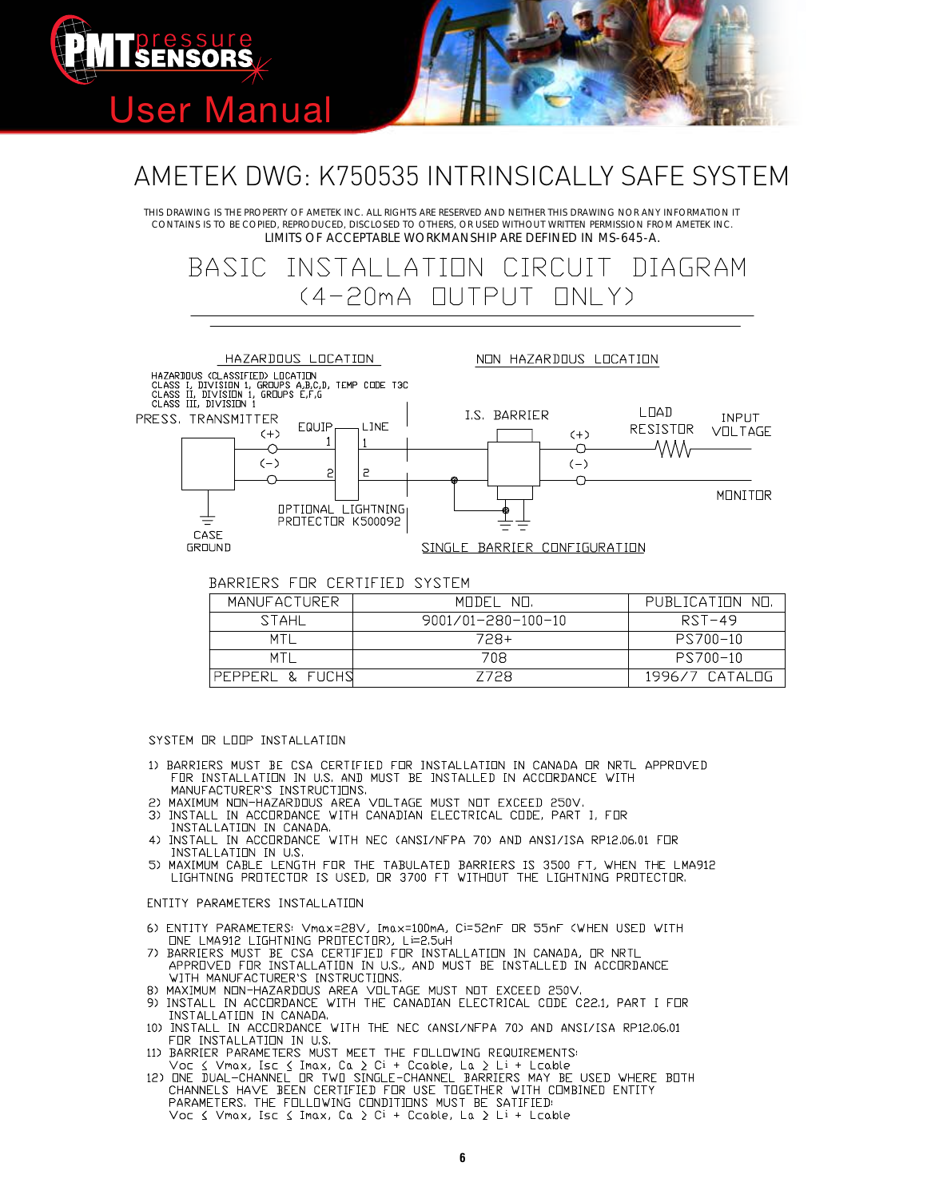# AMETEK DWG: K750535 INTRINSICALLY SAFE SYSTEM

THIS DRAWING IS THE PROPERTY OF AMETEK INC. ALL RIGHTS ARE RESERVED AND NEITHER THIS DRAWING NOR ANY INFORMATION IT CONTAINS IS TO BE COPIED, REPRODUCED, DISCLOSED TO OTHERS, OR USED WITHOUT WRITTEN PERMISSION FROM AMETEK INC.
LIMITS OF ACCEPTABLE WORKMANSHIP ARE DEFINED IN MS-645-A.

## BASIC INSTALLATION CIRCUIT DIAGRAM (4-20mA OUTPUT ONLY)

HAZARDOUS LOCATION

NON HAZARDOUS LOCATION

HAZARDOUS (CLASSIFIED) LOCATION
CLASS I, DIVISION 1, GROUPS A,B,C,D, TEMP CODE T3C
CLASS II, DIVISION 1, GROUPS E,F,G
CLASS III, DIVISION 1

PRESS. TRANSMITTER

(+)

(-)

EQUIP

LINE

1

2

I.S. BARRIER

LOAD RESISTOR

INPUT VOLTAGE

MONITOR

OPTIONAL LIGHTNING PROTECTOR K500092

CASE GROUND

SINGLE BARRIER CONFIGURATION

BARRIERS FOR CERTIFIED SYSTEM

| MANUFACTURER | MODEL NO. | PUBLICATION NO. |
|---|---|---|
| STAHL | 9001/01-280-100-10 | RST-49 |
| MTL | 728+ | PS700-10 |
| MTL | 708 | PS700-10 |
| PEPPERL & FUCHS | Z728 | 1996/7 CATALOG |

SYSTEM OR LOOP INSTALLATION

1) BARRIERS MUST BE CSA CERTIFIED FOR INSTALLATION IN CANADA OR NRTL APPROVED FOR INSTALLATION IN U.S. AND MUST BE INSTALLED IN ACCORDANCE WITH MANUFACTURER'S INSTRUCTIONS.
2) MAXIMUM NON-HAZARDOUS AREA VOLTAGE MUST NOT EXCEED 250V.
3) INSTALL IN ACCORDANCE WITH CANADIAN ELECTRICAL CODE, PART 1, FOR INSTALLATION IN CANADA.
4) INSTALL IN ACCORDANCE WITH NEC (ANSI/NFPA 70) AND ANSI/ISA RP12.06.01 FOR INSTALLATION IN U.S.
5) MAXIMUM CABLE LENGTH FOR THE TABULATED BARRIERS IS 3500 FT, WHEN THE LMA912 LIGHTNING PROTECTOR IS USED, OR 3700 FT WITHOUT THE LIGHTNING PROTECTOR.

ENTITY PARAMETERS INSTALLATION

6) ENTITY PARAMETERS: Vmax=28V, Imax=100mA, Ci=52nF OR 55nF (WHEN USED WITH ONE LMA912 LIGHTNING PROTECTOR), Li=2.5uH
7) BARRIERS MUST BE CSA CERTIFIED FOR INSTALLATION IN CANADA, OR NRTL APPROVED FOR INSTALLATION IN U.S., AND MUST BE INSTALLED IN ACCORDANCE WITH MANUFACTURER'S INSTRUCTIONS.
8) MAXIMUM NON-HAZARDOUS AREA VOLTAGE MUST NOT EXCEED 250V.
9) INSTALL IN ACCORDANCE WITH THE CANADIAN ELECTRICAL CODE C22.1, PART I FOR INSTALLATION IN CANADA.
10) INSTALL IN ACCORDANCE WITH THE NEC (ANSI/NFPA 70) AND ANSI/ISA RP12.06.01 FOR INSTALLATION IN U.S.
11) BARRIER PARAMETERS MUST MEET THE FOLLOWING REQUIREMENTS:
$V_{oc} \leq V_{max}$, $I_{sc} \leq I_{max}$, $C_a \geq C_i + C_{cable}$, $L_a \geq L_i + L_{cable}$
12) ONE DUAL-CHANNEL OR TWO SINGLE-CHANNEL BARRIERS MAY BE USED WHERE BOTH CHANNELS HAVE BEEN CERTIFIED FOR USE TOGETHER WITH COMBINED ENTITY PARAMETERS. THE FOLLOWING CONDITIONS MUST BE SATIFIED:
$V_{oc} \leq V_{max}$, $I_{sc} \leq I_{max}$, $C_a \geq C_i + C_{cable}$, $L_a \geq L_i + L_{cable}$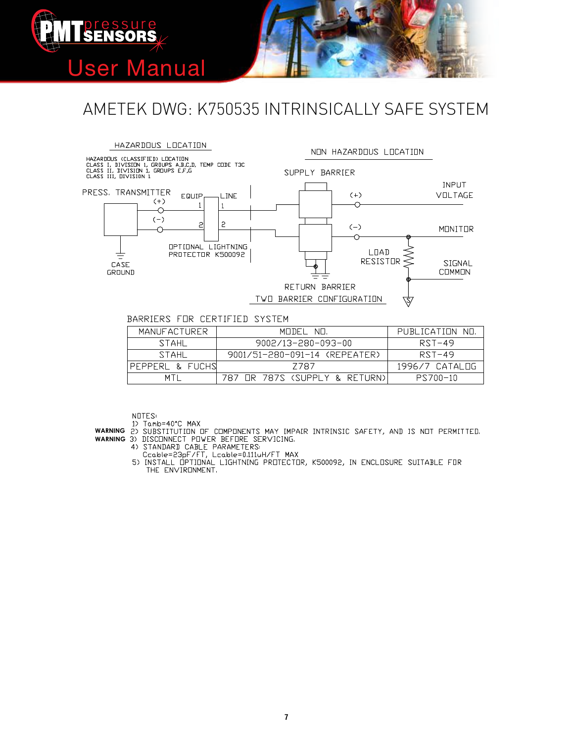# AMETEK DWG: K750535 INTRINSICALLY SAFE SYSTEM

HAZARDOUS LOCATION

HAZARDOUS (CLASSIFIED) LOCATION
CLASS I, DIVISION 1, GROUPS A,B,C,D, TEMP CODE T3C
CLASS II, DIVISION 1, GROUPS E,F,G
CLASS III, DIVISION 1

NON HAZARDOUS LOCATION

SUPPLY BARRIER

PRESS. TRANSMITTER

(+)

(-)

EQUIP

LINE

1

2

CASE GROUND

OPTIONAL LIGHTNING PROTECTOR K500092

INPUT VOLTAGE

(+)

(-)

MONITOR

LOAD RESISTOR

SIGNAL COMMON

RETURN BARRIER

TWO BARRIER CONFIGURATION

BARRIERS FOR CERTIFIED SYSTEM

| MANUFACTURER | MODEL NO. | PUBLICATION NO. |
|---|---|---|
| STAHL | 9002/13-280-093-00 | RST-49 |
| STAHL | 9001/51-280-091-14 (REPEATER) | RST-49 |
| PEPPERL & FUCHS | Z787 | 1996/7 CATALOG |
| MTL | 787 OR 787S (SUPPLY & RETURN) | PS700-10 |

NOTES:

1) Tamb=40°C MAX

**WARNING** 2) SUBSTITUTION OF COMPONENTS MAY IMPAIR INTRINSIC SAFETY, AND IS NOT PERMITTED.

**WARNING** 3) DISCONNECT POWER BEFORE SERVICING.

4) STANDARD CABLE PARAMETERS:
   Ccable=23pF/FT, Lcable=0.11uH/FT MAX

5) INSTALL OPTIONAL LIGHTNING PROTECTOR, K500092, IN ENCLOSURE SUITABLE FOR THE ENVIRONMENT.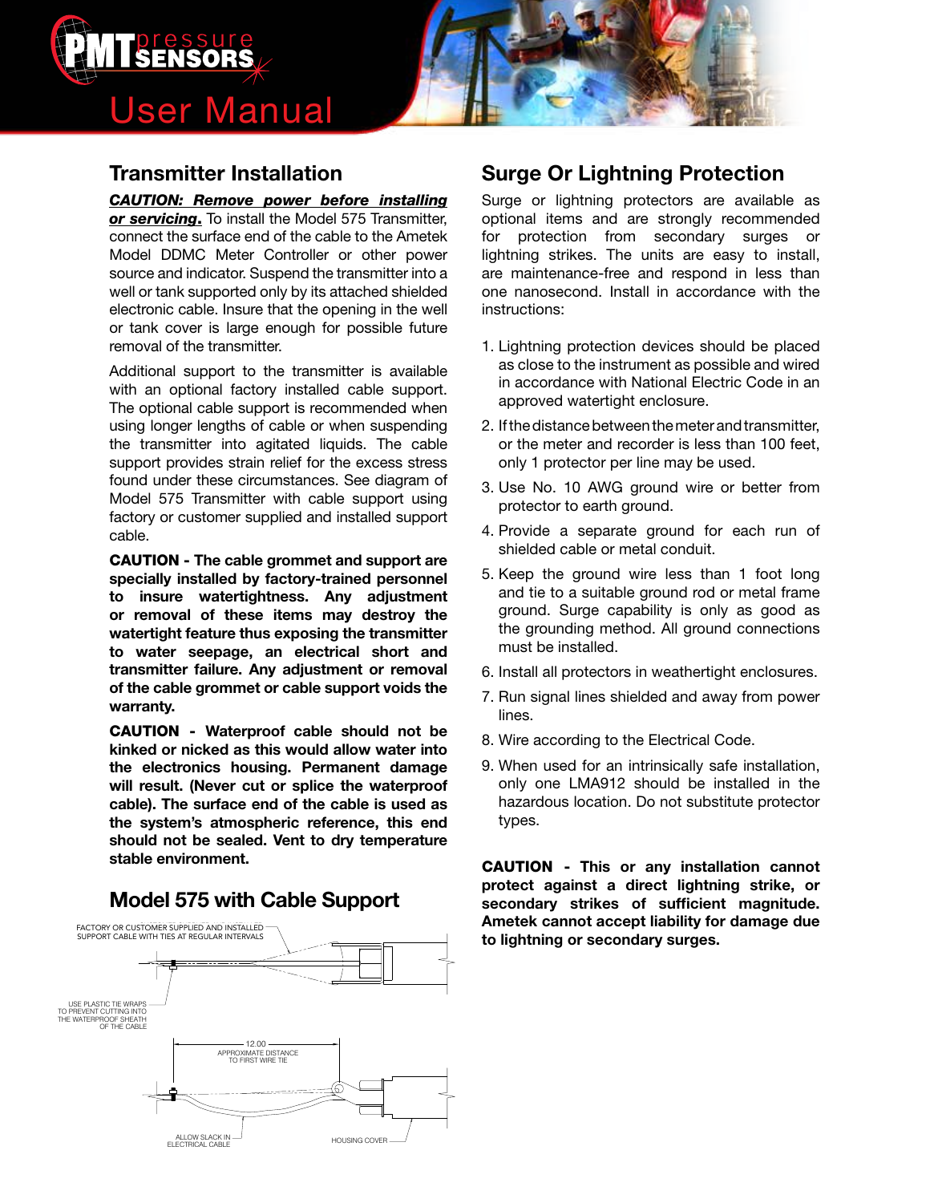# User Manual

## Transmitter Installation

***CAUTION: Remove power before installing or servicing.*** To install the Model 575 Transmitter, connect the surface end of the cable to the Ametek Model DDMC Meter Controller or other power source and indicator. Suspend the transmitter into a well or tank supported only by its attached shielded electronic cable. Insure that the opening in the well or tank cover is large enough for possible future removal of the transmitter.

Additional support to the transmitter is available with an optional factory installed cable support. The optional cable support is recommended when using longer lengths of cable or when suspending the transmitter into agitated liquids. The cable support provides strain relief for the excess stress found under these circumstances. See diagram of Model 575 Transmitter with cable support using factory or customer supplied and installed support cable.

**CAUTION - The cable grommet and support are specially installed by factory-trained personnel to insure watertightness. Any adjustment or removal of these items may destroy the watertight feature thus exposing the transmitter to water seepage, an electrical short and transmitter failure. Any adjustment or removal of the cable grommet or cable support voids the warranty.**

**CAUTION - Waterproof cable should not be kinked or nicked as this would allow water into the electronics housing. Permanent damage will result. (Never cut or splice the waterproof cable). The surface end of the cable is used as the system's atmospheric reference, this end should not be sealed. Vent to dry temperature stable environment.**

## Model 575 with Cable Support

FACTORY OR CUSTOMER SUPPLIED AND INSTALLED SUPPORT CABLE WITH TIES AT REGULAR INTERVALS

USE PLASTIC TIE WRAPS TO PREVENT CUTTING INTO THE WATERPROOF SHEATH OF THE CABLE

12.00 APPROXIMATE DISTANCE TO FIRST WIRE TIE

ALLOW SLACK IN ELECTRICAL CABLE

HOUSING COVER

## Surge Or Lightning Protection

Surge or lightning protectors are available as optional items and are strongly recommended for protection from secondary surges or lightning strikes. The units are easy to install, are maintenance-free and respond in less than one nanosecond. Install in accordance with the instructions:

1. Lightning protection devices should be placed as close to the instrument as possible and wired in accordance with National Electric Code in an approved watertight enclosure.
2. If the distance between the meter and transmitter, or the meter and recorder is less than 100 feet, only 1 protector per line may be used.
3. Use No. 10 AWG ground wire or better from protector to earth ground.
4. Provide a separate ground for each run of shielded cable or metal conduit.
5. Keep the ground wire less than 1 foot long and tie to a suitable ground rod or metal frame ground. Surge capability is only as good as the grounding method. All ground connections must be installed.
6. Install all protectors in weathertight enclosures.
7. Run signal lines shielded and away from power lines.
8. Wire according to the Electrical Code.
9. When used for an intrinsically safe installation, only one LMA912 should be installed in the hazardous location. Do not substitute protector types.

**CAUTION - This or any installation cannot protect against a direct lightning strike, or secondary strikes of sufficient magnitude. Ametek cannot accept liability for damage due to lightning or secondary surges.**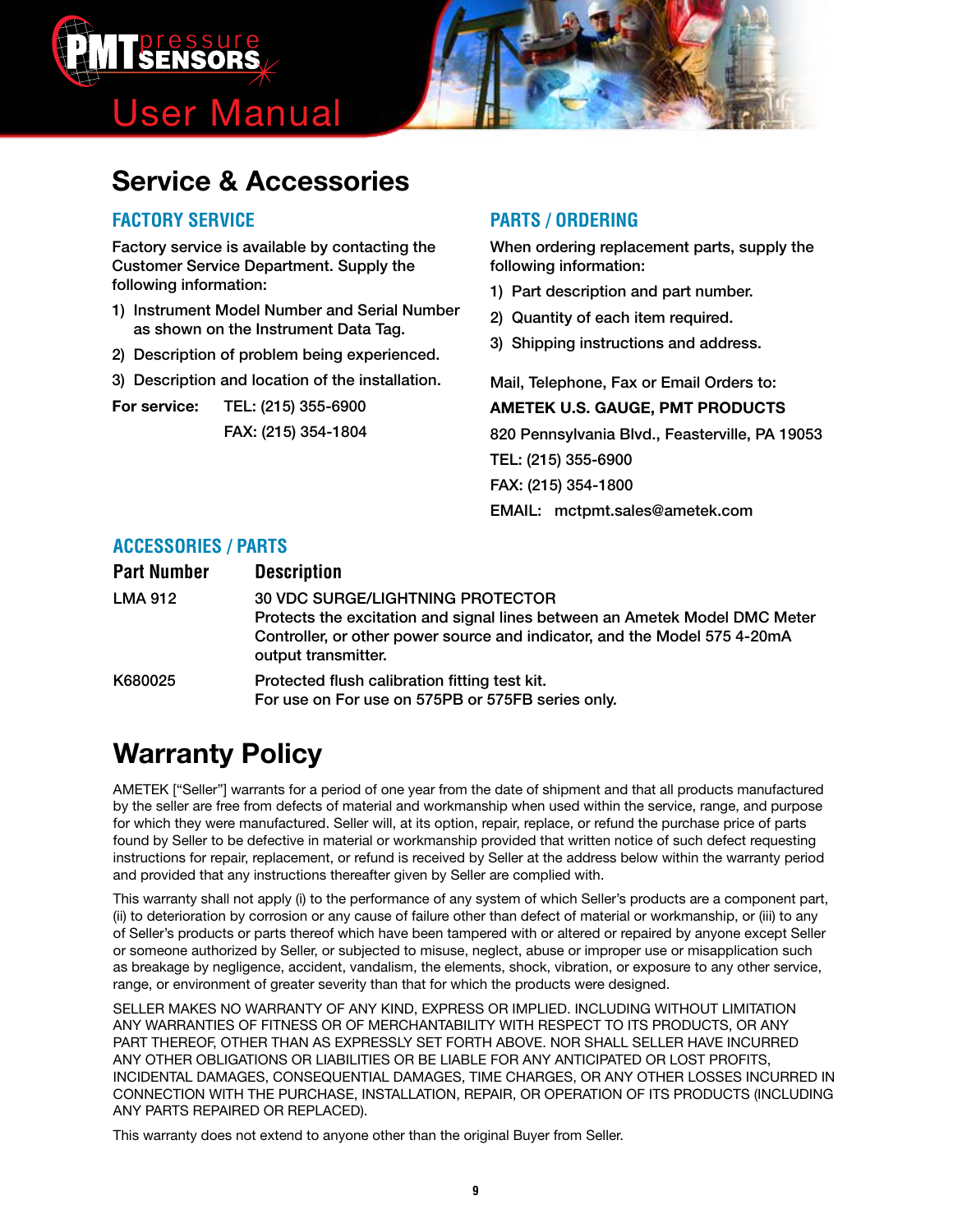# Service & Accessories

## FACTORY SERVICE

Factory service is available by contacting the Customer Service Department. Supply the following information:

1) Instrument Model Number and Serial Number as shown on the Instrument Data Tag.
2) Description of problem being experienced.
3) Description and location of the installation.

**For service:** TEL: (215) 355-6900
FAX: (215) 354-1804

## PARTS / ORDERING

When ordering replacement parts, supply the following information:

1) Part description and part number.
2) Quantity of each item required.
3) Shipping instructions and address.

Mail, Telephone, Fax or Email Orders to:

**AMETEK U.S. GAUGE, PMT PRODUCTS**

820 Pennsylvania Blvd., Feasterville, PA 19053

TEL: (215) 355-6900

FAX: (215) 354-1800

EMAIL: mctpmt.sales@ametek.com

## ACCESSORIES / PARTS

| Part Number | Description |
|---|---|
| LMA 912 | 30 VDC SURGE/LIGHTNING PROTECTOR<br>Protects the excitation and signal lines between an Ametek Model DMC Meter Controller, or other power source and indicator, and the Model 575 4-20mA output transmitter. |
| K680025 | Protected flush calibration fitting test kit.<br>For use on For use on 575PB or 575FB series only. |

# Warranty Policy

AMETEK ["Seller"] warrants for a period of one year from the date of shipment and that all products manufactured by the seller are free from defects of material and workmanship when used within the service, range, and purpose for which they were manufactured. Seller will, at its option, repair, replace, or refund the purchase price of parts found by Seller to be defective in material or workmanship provided that written notice of such defect requesting instructions for repair, replacement, or refund is received by Seller at the address below within the warranty period and provided that any instructions thereafter given by Seller are complied with.

This warranty shall not apply (i) to the performance of any system of which Seller's products are a component part, (ii) to deterioration by corrosion or any cause of failure other than defect of material or workmanship, or (iii) to any of Seller's products or parts thereof which have been tampered with or altered or repaired by anyone except Seller or someone authorized by Seller, or subjected to misuse, neglect, abuse or improper use or misapplication such as breakage by negligence, accident, vandalism, the elements, shock, vibration, or exposure to any other service, range, or environment of greater severity than that for which the products were designed.

SELLER MAKES NO WARRANTY OF ANY KIND, EXPRESS OR IMPLIED. INCLUDING WITHOUT LIMITATION ANY WARRANTIES OF FITNESS OR OF MERCHANTABILITY WITH RESPECT TO ITS PRODUCTS, OR ANY PART THEREOF, OTHER THAN AS EXPRESSLY SET FORTH ABOVE. NOR SHALL SELLER HAVE INCURRED ANY OTHER OBLIGATIONS OR LIABILITIES OR BE LIABLE FOR ANY ANTICIPATED OR LOST PROFITS, INCIDENTAL DAMAGES, CONSEQUENTIAL DAMAGES, TIME CHARGES, OR ANY OTHER LOSSES INCURRED IN CONNECTION WITH THE PURCHASE, INSTALLATION, REPAIR, OR OPERATION OF ITS PRODUCTS (INCLUDING ANY PARTS REPAIRED OR REPLACED).

This warranty does not extend to anyone other than the original Buyer from Seller.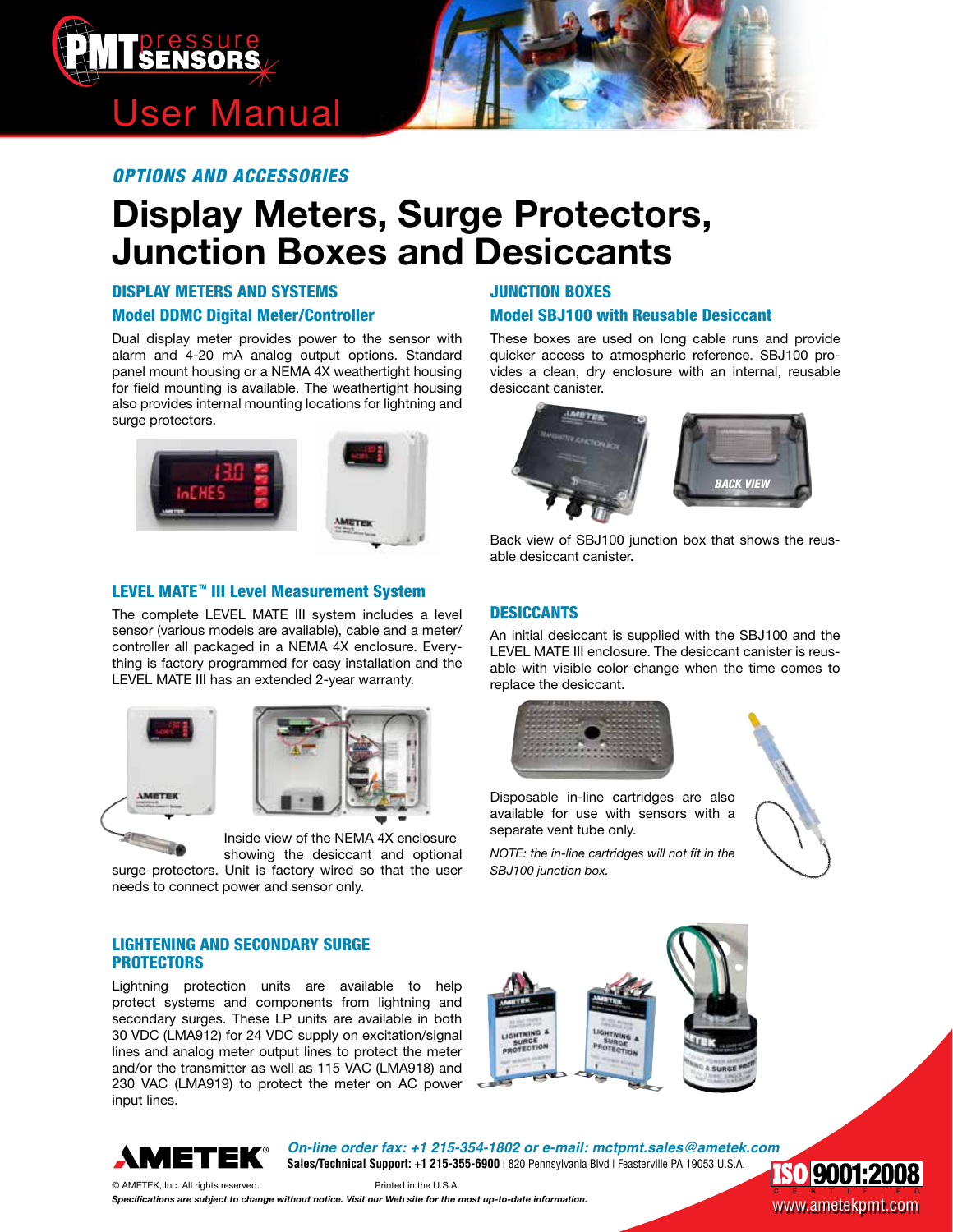# User Manual

*OPTIONS AND ACCESSORIES*

# Display Meters, Surge Protectors, Junction Boxes and Desiccants

## DISPLAY METERS AND SYSTEMS

### Model DDMC Digital Meter/Controller

Dual display meter provides power to the sensor with alarm and 4-20 mA analog output options. Standard panel mount housing or a NEMA 4X weathertight housing for field mounting is available. The weathertight housing also provides internal mounting locations for lightning and surge protectors.

### LEVEL MATE™ III Level Measurement System

The complete LEVEL MATE III system includes a level sensor (various models are available), cable and a meter/controller all packaged in a NEMA 4X enclosure. Everything is factory programmed for easy installation and the LEVEL MATE III has an extended 2-year warranty.

Inside view of the NEMA 4X enclosure showing the desiccant and optional surge protectors. Unit is factory wired so that the user needs to connect power and sensor only.

## JUNCTION BOXES

### Model SBJ100 with Reusable Desiccant

These boxes are used on long cable runs and provide quicker access to atmospheric reference. SBJ100 provides a clean, dry enclosure with an internal, reusable desiccant canister.

BACK VIEW

Back view of SBJ100 junction box that shows the reusable desiccant canister.

## DESICCANTS

An initial desiccant is supplied with the SBJ100 and the LEVEL MATE III enclosure. The desiccant canister is reusable with visible color change when the time comes to replace the desiccant.

Disposable in-line cartridges are also available for use with sensors with a separate vent tube only.

*NOTE: the in-line cartridges will not fit in the SBJ100 junction box.*

## LIGHTENING AND SECONDARY SURGE PROTECTORS

Lightning protection units are available to help protect systems and components from lightning and secondary surges. These LP units are available in both 30 VDC (LMA912) for 24 VDC supply on excitation/signal lines and analog meter output lines to protect the meter and/or the transmitter as well as 115 VAC (LMA918) and 230 VAC (LMA919) to protect the meter on AC power input lines.

***On-line order fax: +1 215-354-1802 or e-mail: mctpmt.sales@ametek.com***

**Sales/Technical Support: +1 215-355-6900** | 820 Pennsylvania Blvd | Feasterville PA 19053 U.S.A.

© AMETEK, Inc. All rights reserved. Printed in the U.S.A.

***Specifications are subject to change without notice. Visit our Web site for the most up-to-date information.***

ISO 9001:2008 CERTIFIED

www.ametekpmt.com